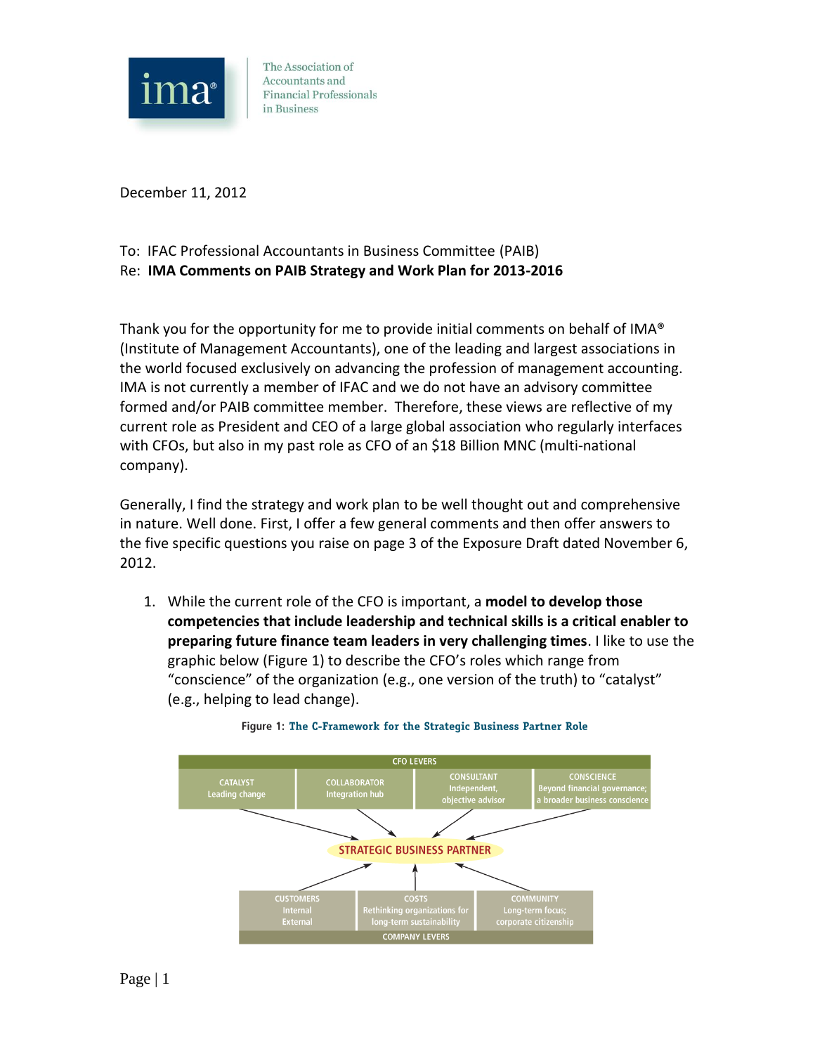The Association of Accountants and Financial Professionals in Business

December 11, 2012

To: IFAC Professional Accountants in Business Committee (PAIB)
Re: **IMA Comments on PAIB Strategy and Work Plan for 2013-2016**

Thank you for the opportunity for me to provide initial comments on behalf of IMA® (Institute of Management Accountants), one of the leading and largest associations in the world focused exclusively on advancing the profession of management accounting. IMA is not currently a member of IFAC and we do not have an advisory committee formed and/or PAIB committee member. Therefore, these views are reflective of my current role as President and CEO of a large global association who regularly interfaces with CFOs, but also in my past role as CFO of an $18 Billion MNC (multi-national company).

Generally, I find the strategy and work plan to be well thought out and comprehensive in nature. Well done. First, I offer a few general comments and then offer answers to the five specific questions you raise on page 3 of the Exposure Draft dated November 6, 2012.

1. While the current role of the CFO is important, a **model to develop those competencies that include leadership and technical skills is a critical enabler to preparing future finance team leaders in very challenging times**. I like to use the graphic below (Figure 1) to describe the CFO's roles which range from "conscience" of the organization (e.g., one version of the truth) to "catalyst" (e.g., helping to lead change).

Figure 1: **The C-Framework for the Strategic Business Partner Role**

| CFO LEVERS | | | |
|---|---|---|---|
| CATALYST<br>Leading change | COLLABORATOR<br>Integration hub | CONSULTANT<br>Independent, objective advisor | CONSCIENCE<br>Beyond financial governance; a broader business conscience |

STRATEGIC BUSINESS PARTNER

| CUSTOMERS<br>Internal<br>External | COSTS<br>Rethinking organizations for long-term sustainability | COMMUNITY<br>Long-term focus; corporate citizenship |
|---|---|---|
| COMPANY LEVERS | | |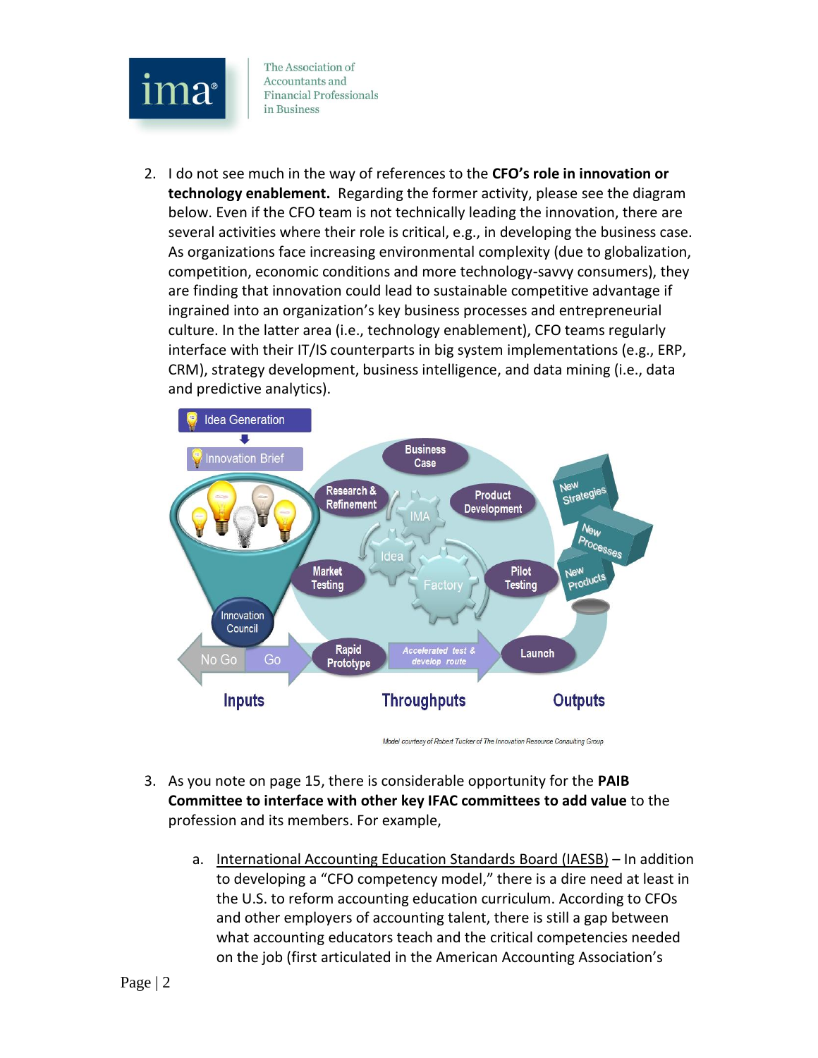2. I do not see much in the way of references to the **CFO's role in innovation or technology enablement.** Regarding the former activity, please see the diagram below. Even if the CFO team is not technically leading the innovation, there are several activities where their role is critical, e.g., in developing the business case. As organizations face increasing environmental complexity (due to globalization, competition, economic conditions and more technology-savvy consumers), they are finding that innovation could lead to sustainable competitive advantage if ingrained into an organization's key business processes and entrepreneurial culture. In the latter area (i.e., technology enablement), CFO teams regularly interface with their IT/IS counterparts in big system implementations (e.g., ERP, CRM), strategy development, business intelligence, and data mining (i.e., data and predictive analytics).

Model courtesy of Robert Tucker of The Innovation Resource Consulting Group

3. As you note on page 15, there is considerable opportunity for the **PAIB Committee to interface with other key IFAC committees to add value** to the profession and its members. For example,

    a. International Accounting Education Standards Board (IAESB) – In addition to developing a "CFO competency model," there is a dire need at least in the U.S. to reform accounting education curriculum. According to CFOs and other employers of accounting talent, there is still a gap between what accounting educators teach and the critical competencies needed on the job (first articulated in the American Accounting Association's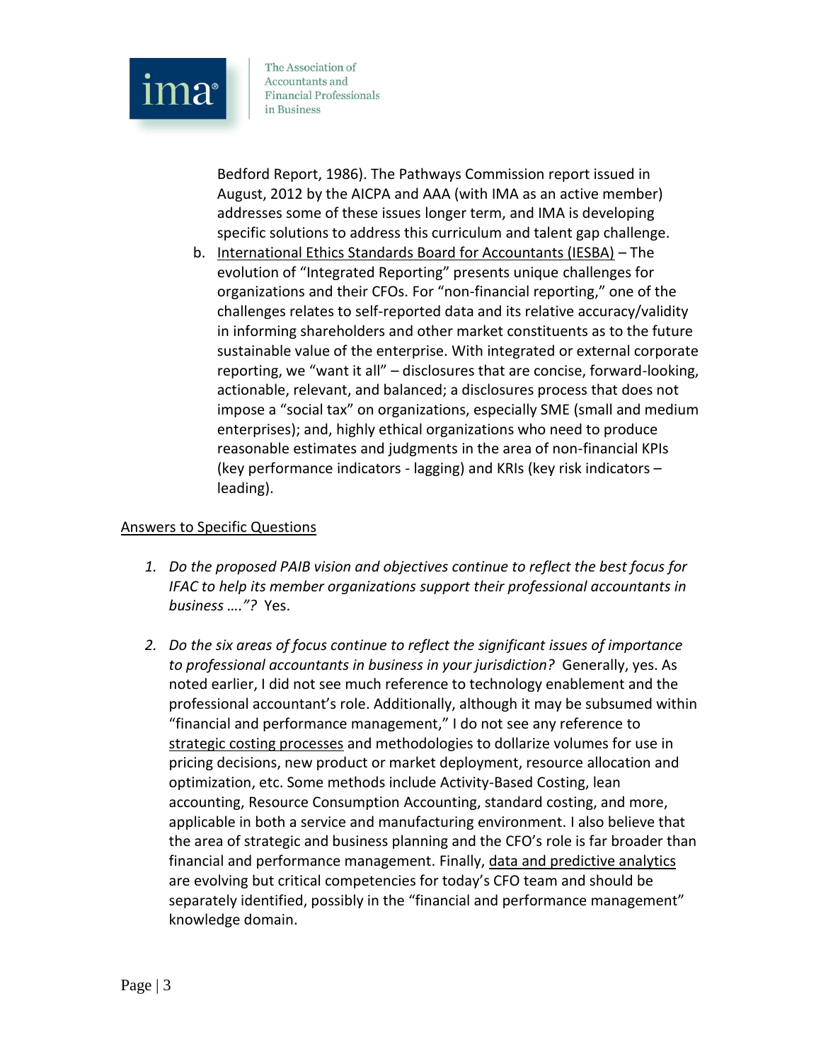Bedford Report, 1986). The Pathways Commission report issued in August, 2012 by the AICPA and AAA (with IMA as an active member) addresses some of these issues longer term, and IMA is developing specific solutions to address this curriculum and talent gap challenge.

b. International Ethics Standards Board for Accountants (IESBA) – The evolution of "Integrated Reporting" presents unique challenges for organizations and their CFOs. For "non-financial reporting," one of the challenges relates to self-reported data and its relative accuracy/validity in informing shareholders and other market constituents as to the future sustainable value of the enterprise. With integrated or external corporate reporting, we "want it all" – disclosures that are concise, forward-looking, actionable, relevant, and balanced; a disclosures process that does not impose a "social tax" on organizations, especially SME (small and medium enterprises); and, highly ethical organizations who need to produce reasonable estimates and judgments in the area of non-financial KPIs (key performance indicators - lagging) and KRIs (key risk indicators – leading).

Answers to Specific Questions

1. *Do the proposed PAIB vision and objectives continue to reflect the best focus for IFAC to help its member organizations support their professional accountants in business …."?* Yes.

2. *Do the six areas of focus continue to reflect the significant issues of importance to professional accountants in business in your jurisdiction?* Generally, yes. As noted earlier, I did not see much reference to technology enablement and the professional accountant's role. Additionally, although it may be subsumed within "financial and performance management," I do not see any reference to strategic costing processes and methodologies to dollarize volumes for use in pricing decisions, new product or market deployment, resource allocation and optimization, etc. Some methods include Activity-Based Costing, lean accounting, Resource Consumption Accounting, standard costing, and more, applicable in both a service and manufacturing environment. I also believe that the area of strategic and business planning and the CFO's role is far broader than financial and performance management. Finally, data and predictive analytics are evolving but critical competencies for today's CFO team and should be separately identified, possibly in the "financial and performance management" knowledge domain.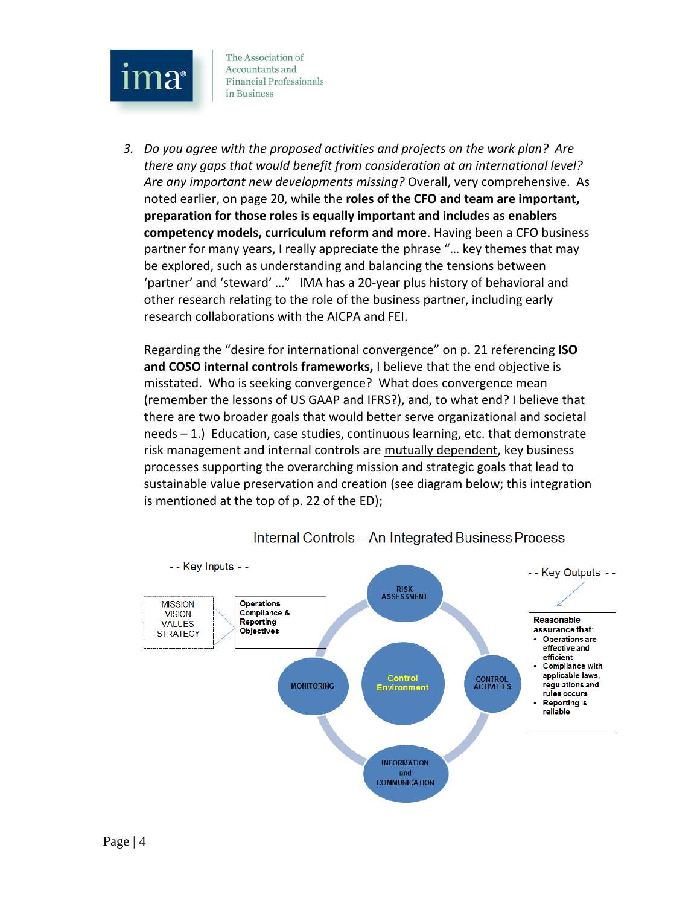3. *Do you agree with the proposed activities and projects on the work plan? Are there any gaps that would benefit from consideration at an international level? Are any important new developments missing?* Overall, very comprehensive. As noted earlier, on page 20, while the **roles of the CFO and team are important, preparation for those roles is equally important and includes as enablers competency models, curriculum reform and more**. Having been a CFO business partner for many years, I really appreciate the phrase "… key themes that may be explored, such as understanding and balancing the tensions between 'partner' and 'steward' …" IMA has a 20-year plus history of behavioral and other research relating to the role of the business partner, including early research collaborations with the AICPA and FEI.

   Regarding the "desire for international convergence" on p. 21 referencing **ISO and COSO internal controls frameworks,** I believe that the end objective is misstated. Who is seeking convergence? What does convergence mean (remember the lessons of US GAAP and IFRS?), and, to what end? I believe that there are two broader goals that would better serve organizational and societal needs – 1.) Education, case studies, continuous learning, etc. that demonstrate risk management and internal controls are <u>mutually dependent</u>, key business processes supporting the overarching mission and strategic goals that lead to sustainable value preservation and creation (see diagram below; this integration is mentioned at the top of p. 22 of the ED);

Internal Controls – An Integrated Business Process

-- Key Inputs --

MISSION
VISION
VALUES
STRATEGY

Operations Compliance & Reporting Objectives

RISK ASSESSMENT

CONTROL ACTIVITIES

INFORMATION and COMMUNICATION

MONITORING

Control Environment

-- Key Outputs --

Reasonable assurance that:
- Operations are effective and efficient
- Compliance with applicable laws, regulations and rules occurs
- Reporting is reliable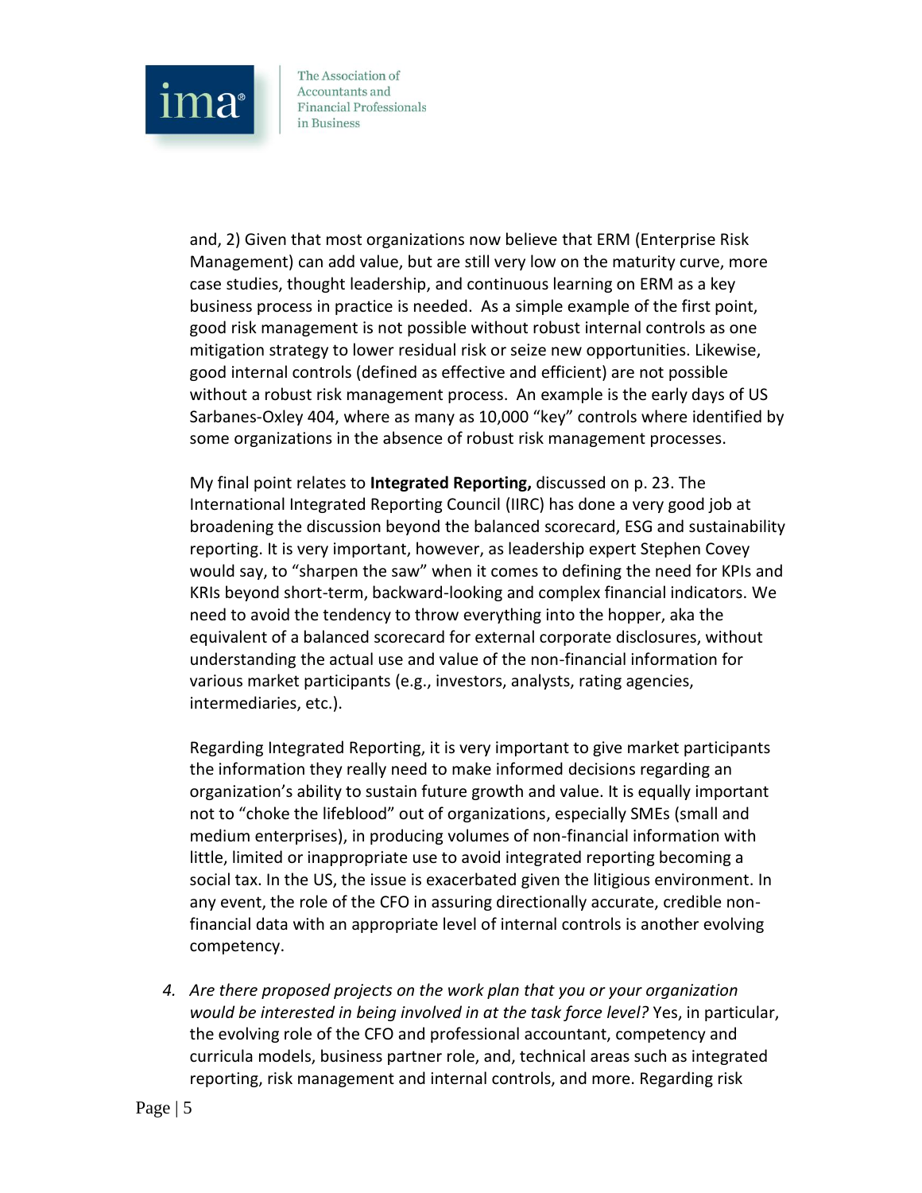and, 2) Given that most organizations now believe that ERM (Enterprise Risk Management) can add value, but are still very low on the maturity curve, more case studies, thought leadership, and continuous learning on ERM as a key business process in practice is needed. As a simple example of the first point, good risk management is not possible without robust internal controls as one mitigation strategy to lower residual risk or seize new opportunities. Likewise, good internal controls (defined as effective and efficient) are not possible without a robust risk management process. An example is the early days of US Sarbanes-Oxley 404, where as many as 10,000 "key" controls where identified by some organizations in the absence of robust risk management processes.

My final point relates to **Integrated Reporting,** discussed on p. 23. The International Integrated Reporting Council (IIRC) has done a very good job at broadening the discussion beyond the balanced scorecard, ESG and sustainability reporting. It is very important, however, as leadership expert Stephen Covey would say, to "sharpen the saw" when it comes to defining the need for KPIs and KRIs beyond short-term, backward-looking and complex financial indicators. We need to avoid the tendency to throw everything into the hopper, aka the equivalent of a balanced scorecard for external corporate disclosures, without understanding the actual use and value of the non-financial information for various market participants (e.g., investors, analysts, rating agencies, intermediaries, etc.).

Regarding Integrated Reporting, it is very important to give market participants the information they really need to make informed decisions regarding an organization's ability to sustain future growth and value. It is equally important not to "choke the lifeblood" out of organizations, especially SMEs (small and medium enterprises), in producing volumes of non-financial information with little, limited or inappropriate use to avoid integrated reporting becoming a social tax. In the US, the issue is exacerbated given the litigious environment. In any event, the role of the CFO in assuring directionally accurate, credible non-financial data with an appropriate level of internal controls is another evolving competency.

4. *Are there proposed projects on the work plan that you or your organization would be interested in being involved in at the task force level?* Yes, in particular, the evolving role of the CFO and professional accountant, competency and curricula models, business partner role, and, technical areas such as integrated reporting, risk management and internal controls, and more. Regarding risk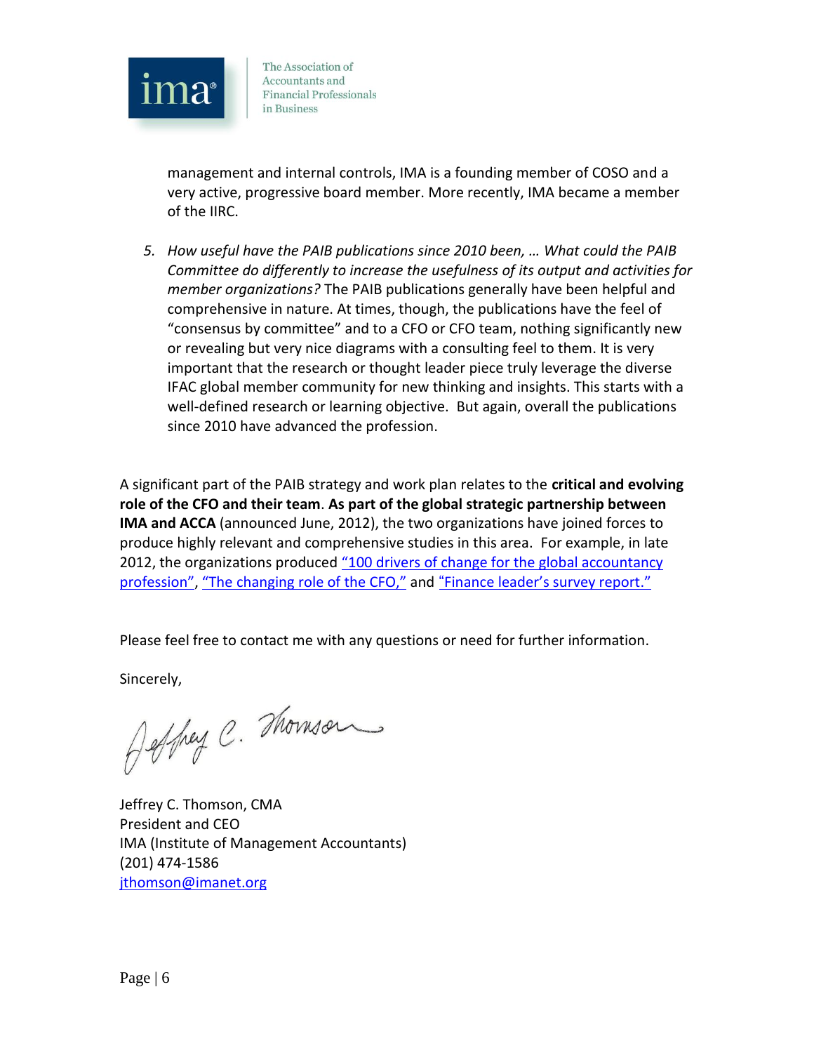management and internal controls, IMA is a founding member of COSO and a very active, progressive board member. More recently, IMA became a member of the IIRC.

5. *How useful have the PAIB publications since 2010 been, … What could the PAIB Committee do differently to increase the usefulness of its output and activities for member organizations?* The PAIB publications generally have been helpful and comprehensive in nature. At times, though, the publications have the feel of "consensus by committee" and to a CFO or CFO team, nothing significantly new or revealing but very nice diagrams with a consulting feel to them. It is very important that the research or thought leader piece truly leverage the diverse IFAC global member community for new thinking and insights. This starts with a well-defined research or learning objective. But again, overall the publications since 2010 have advanced the profession.

A significant part of the PAIB strategy and work plan relates to the **critical and evolving role of the CFO and their team**. **As part of the global strategic partnership between IMA and ACCA** (announced June, 2012), the two organizations have joined forces to produce highly relevant and comprehensive studies in this area. For example, in late 2012, the organizations produced "100 drivers of change for the global accountancy profession", "The changing role of the CFO," and "Finance leader's survey report."

Please feel free to contact me with any questions or need for further information.

Sincerely,

Jeffrey C. Thomson

Jeffrey C. Thomson, CMA
President and CEO
IMA (Institute of Management Accountants)
(201) 474-1586
jthomson@imanet.org